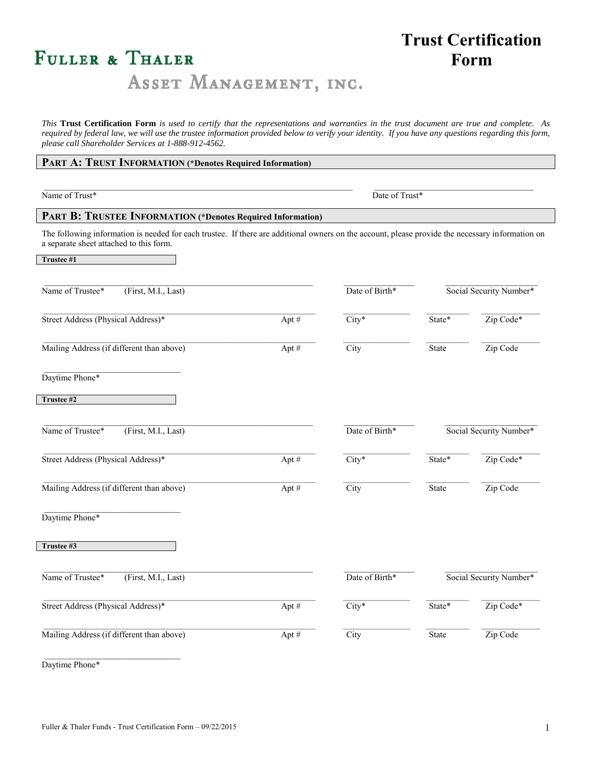# FULLER & THALER ASSET MANAGEMENT, INC.

# Trust Certification Form

*This* **Trust Certification Form** *is used to certify that the representations and warranties in the trust document are true and complete. As required by federal law, we will use the trustee information provided below to verify your identity. If you have any questions regarding this form, please call Shareholder Services at 1-888-912-4562.*

## PART A: TRUST INFORMATION (*Denotes Required Information)

Name of Trust* ______________________ Date of Trust* ______________________

## PART B: TRUSTEE INFORMATION (*Denotes Required Information)

The following information is needed for each trustee. If there are additional owners on the account, please provide the necessary information on a separate sheet attached to this form.

**Trustee #1**

Name of Trustee* (First, M.I., Last) ______________________ Date of Birth* __________ Social Security Number* __________

Street Address (Physical Address)* ______________________ Apt # ______ City* __________ State* ______ Zip Code* ______

Mailing Address (if different than above) ______________________ Apt # ______ City __________ State ______ Zip Code ______

Daytime Phone* ______________________

**Trustee #2**

Name of Trustee* (First, M.I., Last) ______________________ Date of Birth* __________ Social Security Number* __________

Street Address (Physical Address)* ______________________ Apt # ______ City* __________ State* ______ Zip Code* ______

Mailing Address (if different than above) ______________________ Apt # ______ City __________ State ______ Zip Code ______

Daytime Phone* ______________________

**Trustee #3**

Name of Trustee* (First, M.I., Last) ______________________ Date of Birth* __________ Social Security Number* __________

Street Address (Physical Address)* ______________________ Apt # ______ City* __________ State* ______ Zip Code* ______

Mailing Address (if different than above) ______________________ Apt # ______ City __________ State ______ Zip Code ______

Daytime Phone* ______________________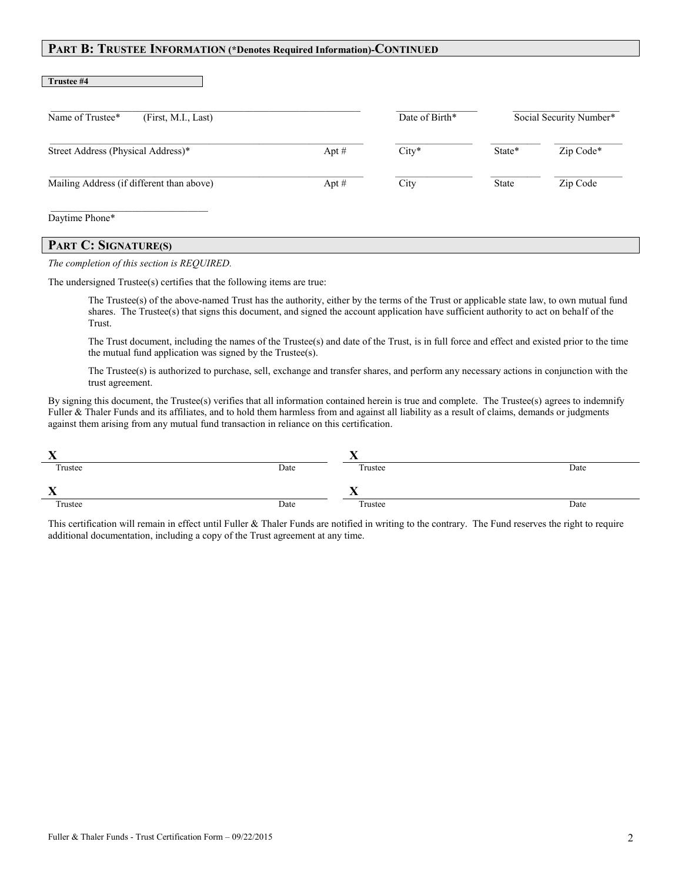## PART B: TRUSTEE INFORMATION (*Denotes Required Information)-CONTINUED

**Trustee #4**

| Name of Trustee* (First, M.I., Last) | | Date of Birth* | Social Security Number* | |
|---|---|---|---|---|
| Street Address (Physical Address)* | Apt # | City* | State* | Zip Code* |
| Mailing Address (if different than above) | Apt # | City | State | Zip Code |

Daytime Phone*

## PART C: SIGNATURE(S)

*The completion of this section is REQUIRED.*

The undersigned Trustee(s) certifies that the following items are true:

The Trustee(s) of the above-named Trust has the authority, either by the terms of the Trust or applicable state law, to own mutual fund shares. The Trustee(s) that signs this document, and signed the account application have sufficient authority to act on behalf of the Trust.

The Trust document, including the names of the Trustee(s) and date of the Trust, is in full force and effect and existed prior to the time the mutual fund application was signed by the Trustee(s).

The Trustee(s) is authorized to purchase, sell, exchange and transfer shares, and perform any necessary actions in conjunction with the trust agreement.

By signing this document, the Trustee(s) verifies that all information contained herein is true and complete. The Trustee(s) agrees to indemnify Fuller & Thaler Funds and its affiliates, and to hold them harmless from and against all liability as a result of claims, demands or judgments against them arising from any mutual fund transaction in reliance on this certification.

| X | | X | |
|---|---|---|---|
| Trustee | Date | Trustee | Date |
| **X** | | **X** | |
| Trustee | Date | Trustee | Date |

This certification will remain in effect until Fuller & Thaler Funds are notified in writing to the contrary. The Fund reserves the right to require additional documentation, including a copy of the Trust agreement at any time.

Fuller & Thaler Funds - Trust Certification Form – 09/22/2015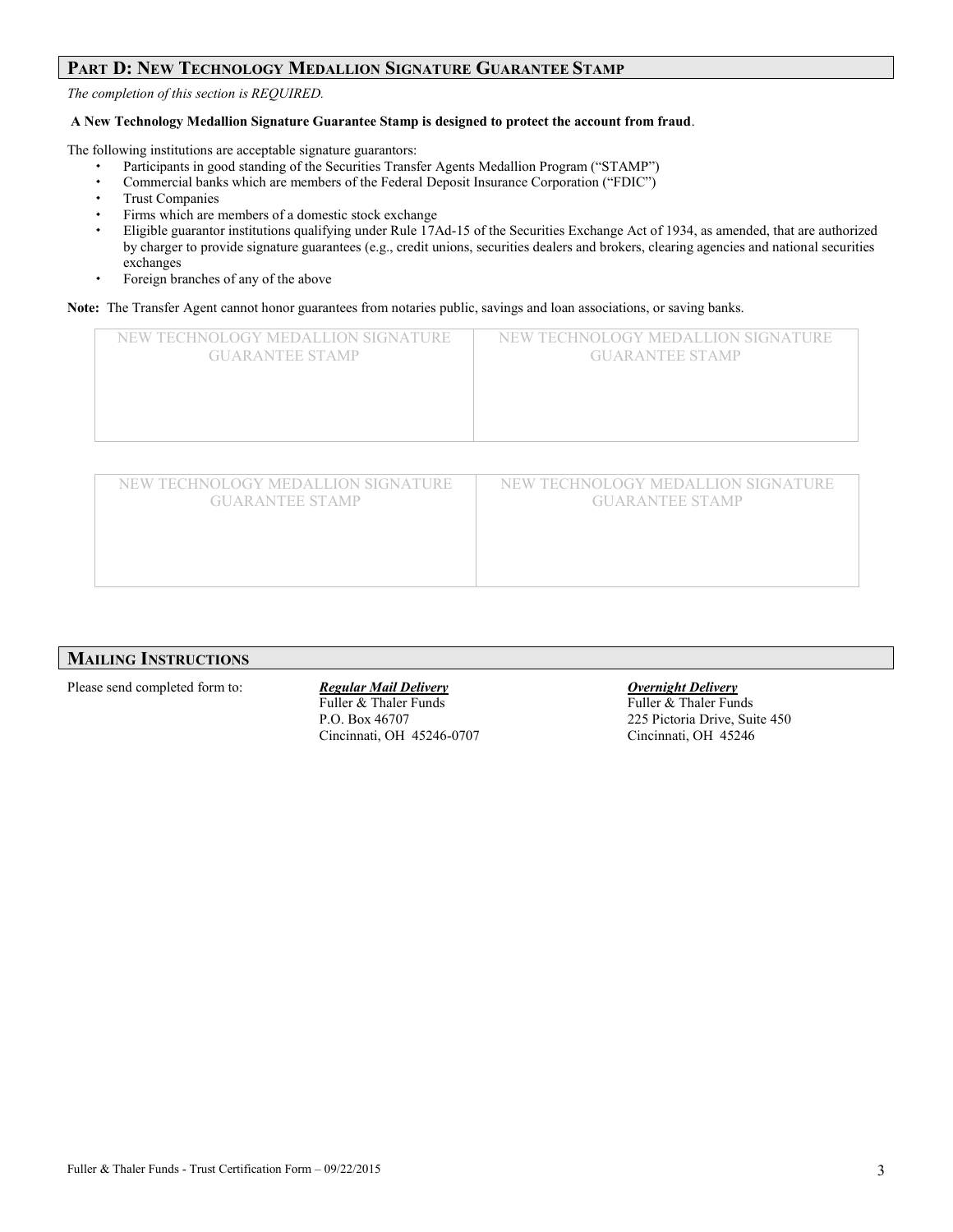## PART D: NEW TECHNOLOGY MEDALLION SIGNATURE GUARANTEE STAMP

*The completion of this section is REQUIRED.*

**A New Technology Medallion Signature Guarantee Stamp is designed to protect the account from fraud**.

The following institutions are acceptable signature guarantors:

- Participants in good standing of the Securities Transfer Agents Medallion Program ("STAMP")
- Commercial banks which are members of the Federal Deposit Insurance Corporation ("FDIC")
- Trust Companies
- Firms which are members of a domestic stock exchange
- Eligible guarantor institutions qualifying under Rule 17Ad-15 of the Securities Exchange Act of 1934, as amended, that are authorized by charger to provide signature guarantees (e.g., credit unions, securities dealers and brokers, clearing agencies and national securities exchanges
- Foreign branches of any of the above

**Note:** The Transfer Agent cannot honor guarantees from notaries public, savings and loan associations, or saving banks.

| | |
|---|---|
| NEW TECHNOLOGY MEDALLION SIGNATURE GUARANTEE STAMP | NEW TECHNOLOGY MEDALLION SIGNATURE GUARANTEE STAMP |

| | |
|---|---|
| NEW TECHNOLOGY MEDALLION SIGNATURE GUARANTEE STAMP | NEW TECHNOLOGY MEDALLION SIGNATURE GUARANTEE STAMP |

## MAILING INSTRUCTIONS

Please send completed form to:

***Regular Mail Delivery***
Fuller & Thaler Funds
P.O. Box 46707
Cincinnati, OH 45246-0707

***Overnight Delivery***
Fuller & Thaler Funds
225 Pictoria Drive, Suite 450
Cincinnati, OH 45246